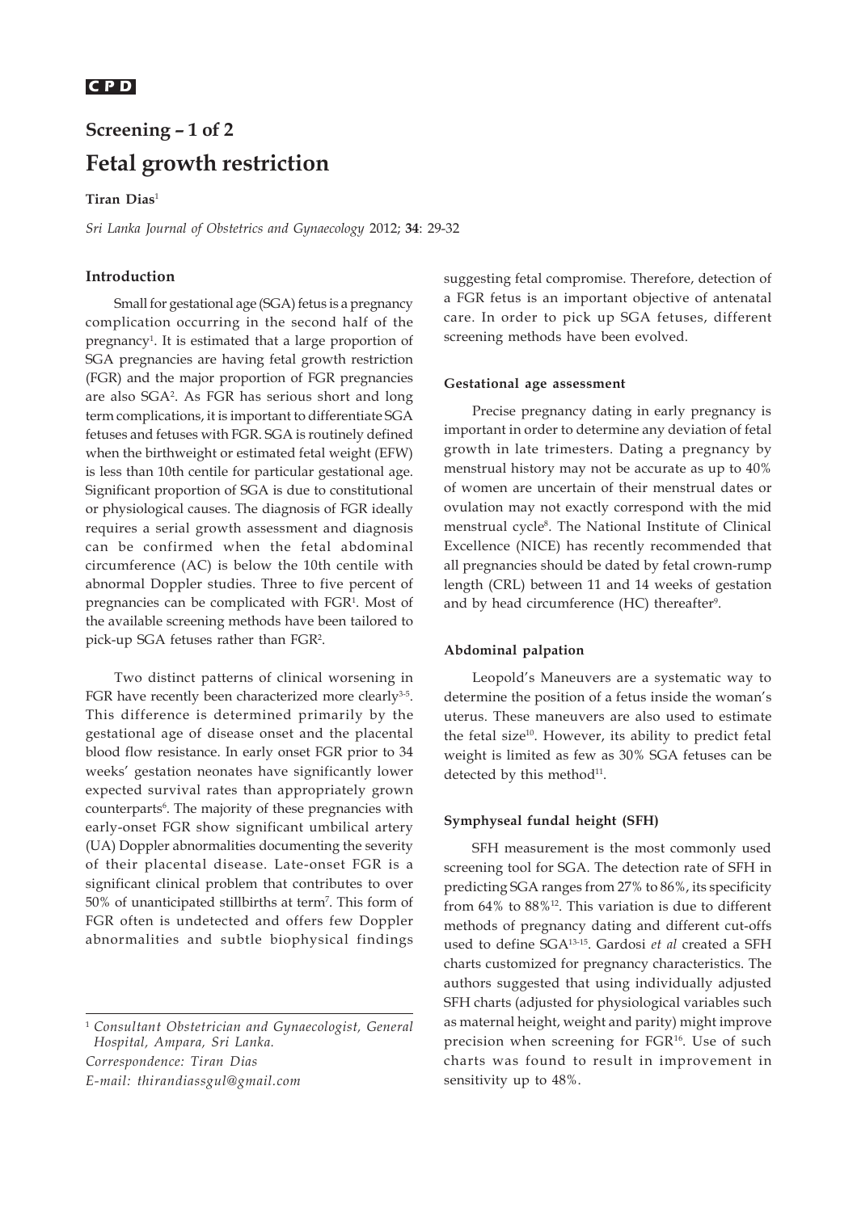CPD

## Screening – 1 of 2

# Fetal growth restriction

**Tiran Dias**[1]

*Sri Lanka Journal of Obstetrics and Gynaecology* 2012; **34**: 29-32

### Introduction

Small for gestational age (SGA) fetus is a pregnancy complication occurring in the second half of the pregnancy[1]. It is estimated that a large proportion of SGA pregnancies are having fetal growth restriction (FGR) and the major proportion of FGR pregnancies are also SGA[2]. As FGR has serious short and long term complications, it is important to differentiate SGA fetuses and fetuses with FGR. SGA is routinely defined when the birthweight or estimated fetal weight (EFW) is less than 10th centile for particular gestational age. Significant proportion of SGA is due to constitutional or physiological causes. The diagnosis of FGR ideally requires a serial growth assessment and diagnosis can be confirmed when the fetal abdominal circumference (AC) is below the 10th centile with abnormal Doppler studies. Three to five percent of pregnancies can be complicated with FGR[1]. Most of the available screening methods have been tailored to pick-up SGA fetuses rather than FGR[2].

Two distinct patterns of clinical worsening in FGR have recently been characterized more clearly[3-5]. This difference is determined primarily by the gestational age of disease onset and the placental blood flow resistance. In early onset FGR prior to 34 weeks' gestation neonates have significantly lower expected survival rates than appropriately grown counterparts[6]. The majority of these pregnancies with early-onset FGR show significant umbilical artery (UA) Doppler abnormalities documenting the severity of their placental disease. Late-onset FGR is a significant clinical problem that contributes to over 50% of unanticipated stillbirths at term[7]. This form of FGR often is undetected and offers few Doppler abnormalities and subtle biophysical findings suggesting fetal compromise. Therefore, detection of a FGR fetus is an important objective of antenatal care. In order to pick up SGA fetuses, different screening methods have been evolved.

### Gestational age assessment

Precise pregnancy dating in early pregnancy is important in order to determine any deviation of fetal growth in late trimesters. Dating a pregnancy by menstrual history may not be accurate as up to 40% of women are uncertain of their menstrual dates or ovulation may not exactly correspond with the mid menstrual cycle[8]. The National Institute of Clinical Excellence (NICE) has recently recommended that all pregnancies should be dated by fetal crown-rump length (CRL) between 11 and 14 weeks of gestation and by head circumference (HC) thereafter[9].

### Abdominal palpation

Leopold's Maneuvers are a systematic way to determine the position of a fetus inside the woman's uterus. These maneuvers are also used to estimate the fetal size[10]. However, its ability to predict fetal weight is limited as few as 30% SGA fetuses can be detected by this method[11].

### Symphyseal fundal height (SFH)

SFH measurement is the most commonly used screening tool for SGA. The detection rate of SFH in predicting SGA ranges from 27% to 86%, its specificity from 64% to 88%[12]. This variation is due to different methods of pregnancy dating and different cut-offs used to define SGA[13-15]. Gardosi *et al* created a SFH charts customized for pregnancy characteristics. The authors suggested that using individually adjusted SFH charts (adjusted for physiological variables such as maternal height, weight and parity) might improve precision when screening for FGR[16]. Use of such charts was found to result in improvement in sensitivity up to 48%.

---

[1] *Consultant Obstetrician and Gynaecologist, General Hospital, Ampara, Sri Lanka.*

*Correspondence: Tiran Dias*

*E-mail: thirandiassgul@gmail.com*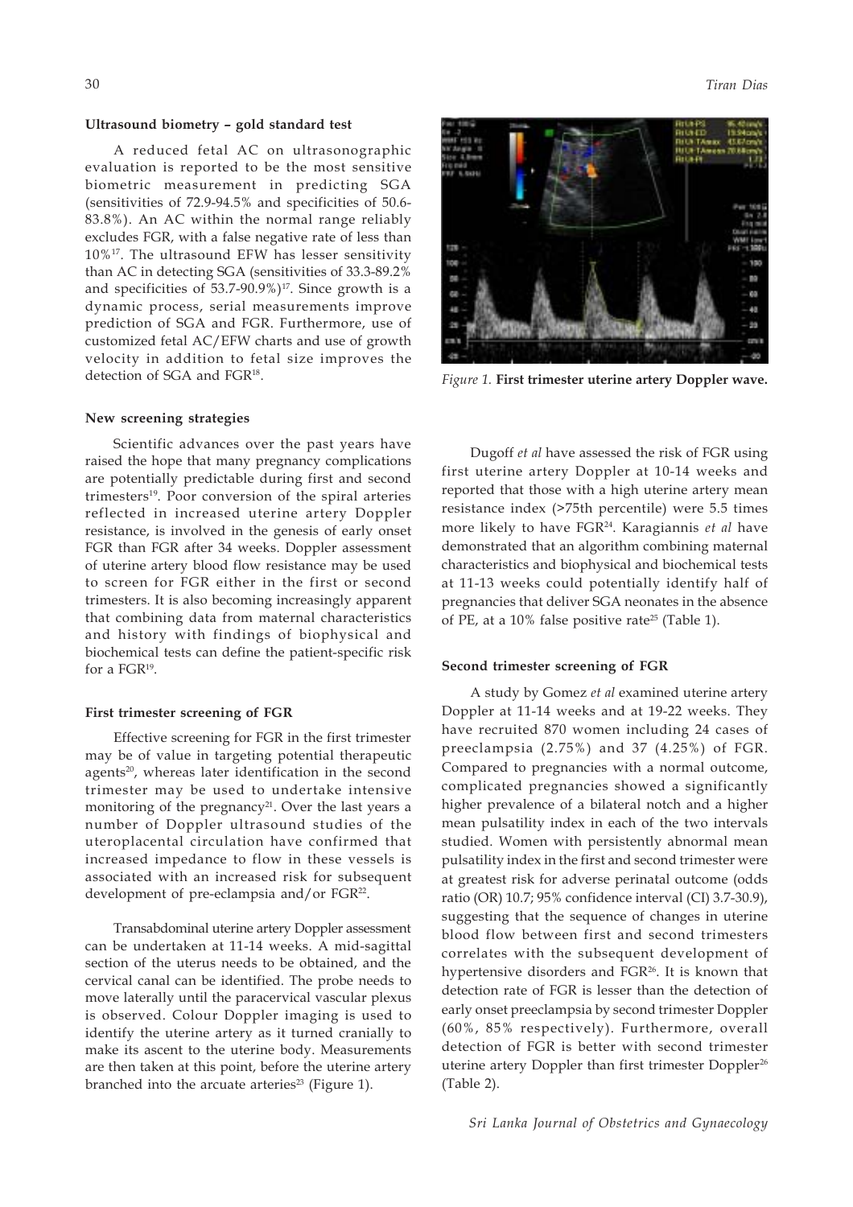### Ultrasound biometry – gold standard test

A reduced fetal AC on ultrasonographic evaluation is reported to be the most sensitive biometric measurement in predicting SGA (sensitivities of 72.9-94.5% and specificities of 50.6-83.8%). An AC within the normal range reliably excludes FGR, with a false negative rate of less than 10%[17]. The ultrasound EFW has lesser sensitivity than AC in detecting SGA (sensitivities of 33.3-89.2% and specificities of 53.7-90.9%)[17]. Since growth is a dynamic process, serial measurements improve prediction of SGA and FGR. Furthermore, use of customized fetal AC/EFW charts and use of growth velocity in addition to fetal size improves the detection of SGA and FGR[18].

### New screening strategies

Scientific advances over the past years have raised the hope that many pregnancy complications are potentially predictable during first and second trimesters[19]. Poor conversion of the spiral arteries reflected in increased uterine artery Doppler resistance, is involved in the genesis of early onset FGR than FGR after 34 weeks. Doppler assessment of uterine artery blood flow resistance may be used to screen for FGR either in the first or second trimesters. It is also becoming increasingly apparent that combining data from maternal characteristics and history with findings of biophysical and biochemical tests can define the patient-specific risk for a FGR[19].

### First trimester screening of FGR

Effective screening for FGR in the first trimester may be of value in targeting potential therapeutic agents[20], whereas later identification in the second trimester may be used to undertake intensive monitoring of the pregnancy[21]. Over the last years a number of Doppler ultrasound studies of the uteroplacental circulation have confirmed that increased impedance to flow in these vessels is associated with an increased risk for subsequent development of pre-eclampsia and/or FGR[22].

Transabdominal uterine artery Doppler assessment can be undertaken at 11-14 weeks. A mid-sagittal section of the uterus needs to be obtained, and the cervical canal can be identified. The probe needs to move laterally until the paracervical vascular plexus is observed. Colour Doppler imaging is used to identify the uterine artery as it turned cranially to make its ascent to the uterine body. Measurements are then taken at this point, before the uterine artery branched into the arcuate arteries[23] (Figure 1).

*Figure 1.* **First trimester uterine artery Doppler wave.**

Dugoff *et al* have assessed the risk of FGR using first uterine artery Doppler at 10-14 weeks and reported that those with a high uterine artery mean resistance index (>75th percentile) were 5.5 times more likely to have FGR[24]. Karagiannis *et al* have demonstrated that an algorithm combining maternal characteristics and biophysical and biochemical tests at 11-13 weeks could potentially identify half of pregnancies that deliver SGA neonates in the absence of PE, at a 10% false positive rate[25] (Table 1).

### Second trimester screening of FGR

A study by Gomez *et al* examined uterine artery Doppler at 11-14 weeks and at 19-22 weeks. They have recruited 870 women including 24 cases of preeclampsia (2.75%) and 37 (4.25%) of FGR. Compared to pregnancies with a normal outcome, complicated pregnancies showed a significantly higher prevalence of a bilateral notch and a higher mean pulsatility index in each of the two intervals studied. Women with persistently abnormal mean pulsatility index in the first and second trimester were at greatest risk for adverse perinatal outcome (odds ratio (OR) 10.7; 95% confidence interval (CI) 3.7-30.9), suggesting that the sequence of changes in uterine blood flow between first and second trimesters correlates with the subsequent development of hypertensive disorders and FGR[26]. It is known that detection rate of FGR is lesser than the detection of early onset preeclampsia by second trimester Doppler (60%, 85% respectively). Furthermore, overall detection of FGR is better with second trimester uterine artery Doppler than first trimester Doppler[26] (Table 2).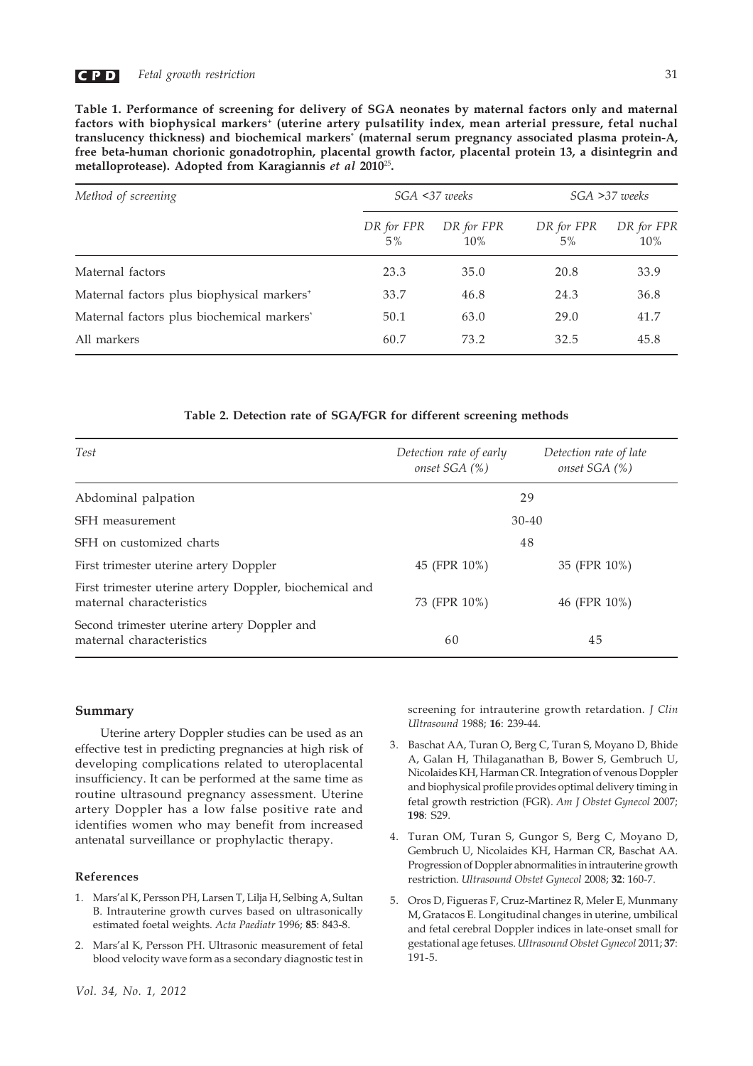**Table 1. Performance of screening for delivery of SGA neonates by maternal factors only and maternal factors with biophysical markers+ (uterine artery pulsatility index, mean arterial pressure, fetal nuchal translucency thickness) and biochemical markers* (maternal serum pregnancy associated plasma protein-A, free beta-human chorionic gonadotrophin, placental growth factor, placental protein 13, a disintegrin and metalloprotease). Adopted from Karagiannis *et al* 2010[25].**

| *Method of screening* | *SGA <37 weeks* | | *SGA >37 weeks* | |
|---|---|---|---|---|
| | *DR for FPR 5%* | *DR for FPR 10%* | *DR for FPR 5%* | *DR for FPR 10%* |
| Maternal factors | 23.3 | 35.0 | 20.8 | 33.9 |
| Maternal factors plus biophysical markers+ | 33.7 | 46.8 | 24.3 | 36.8 |
| Maternal factors plus biochemical markers* | 50.1 | 63.0 | 29.0 | 41.7 |
| All markers | 60.7 | 73.2 | 32.5 | 45.8 |

**Table 2. Detection rate of SGA/FGR for different screening methods**

| *Test* | *Detection rate of early onset SGA (%)* | *Detection rate of late onset SGA (%)* |
|---|---|---|
| Abdominal palpation | 29 | |
| SFH measurement | 30-40 | |
| SFH on customized charts | 48 | |
| First trimester uterine artery Doppler | 45 (FPR 10%) | 35 (FPR 10%) |
| First trimester uterine artery Doppler, biochemical and maternal characteristics | 73 (FPR 10%) | 46 (FPR 10%) |
| Second trimester uterine artery Doppler and maternal characteristics | 60 | 45 |

## Summary

Uterine artery Doppler studies can be used as an effective test in predicting pregnancies at high risk of developing complications related to uteroplacental insufficiency. It can be performed at the same time as routine ultrasound pregnancy assessment. Uterine artery Doppler has a low false positive rate and identifies women who may benefit from increased antenatal surveillance or prophylactic therapy.

## References

1. Mars'al K, Persson PH, Larsen T, Lilja H, Selbing A, Sultan B. Intrauterine growth curves based on ultrasonically estimated foetal weights. *Acta Paediatr* 1996; **85**: 843-8.
2. Mars'al K, Persson PH. Ultrasonic measurement of fetal blood velocity wave form as a secondary diagnostic test in screening for intrauterine growth retardation. *J Clin Ultrasound* 1988; **16**: 239-44.
3. Baschat AA, Turan O, Berg C, Turan S, Moyano D, Bhide A, Galan H, Thilaganathan B, Bower S, Gembruch U, Nicolaides KH, Harman CR. Integration of venous Doppler and biophysical profile provides optimal delivery timing in fetal growth restriction (FGR). *Am J Obstet Gynecol* 2007; **198**: S29.
4. Turan OM, Turan S, Gungor S, Berg C, Moyano D, Gembruch U, Nicolaides KH, Harman CR, Baschat AA. Progression of Doppler abnormalities in intrauterine growth restriction. *Ultrasound Obstet Gynecol* 2008; **32**: 160-7.
5. Oros D, Figueras F, Cruz-Martinez R, Meler E, Munmany M, Gratacos E. Longitudinal changes in uterine, umbilical and fetal cerebral Doppler indices in late-onset small for gestational age fetuses. *Ultrasound Obstet Gynecol* 2011; **37**: 191-5.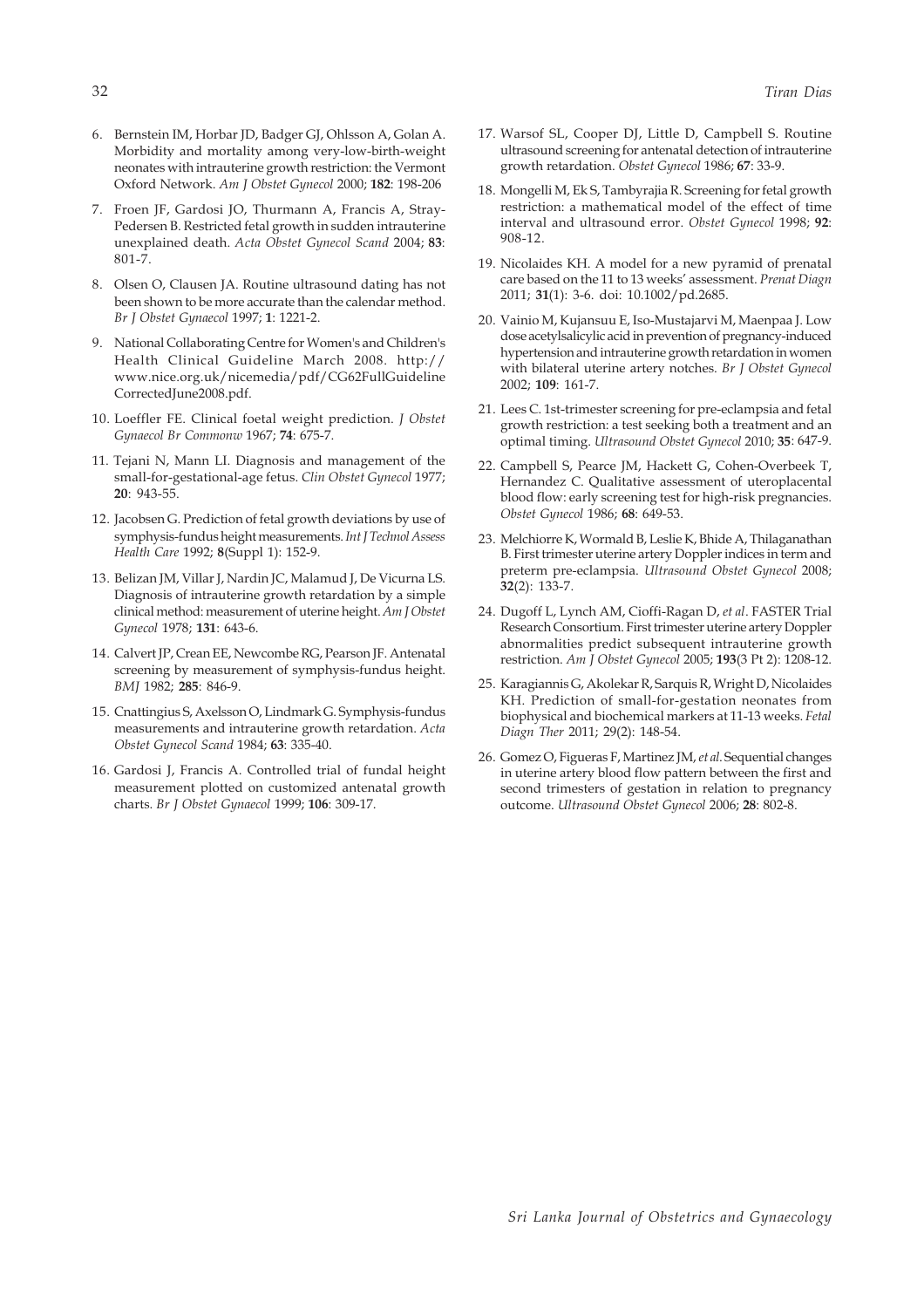6. Bernstein IM, Horbar JD, Badger GJ, Ohlsson A, Golan A. Morbidity and mortality among very-low-birth-weight neonates with intrauterine growth restriction: the Vermont Oxford Network. *Am J Obstet Gynecol* 2000; **182**: 198-206

7. Froen JF, Gardosi JO, Thurmann A, Francis A, Stray-Pedersen B. Restricted fetal growth in sudden intrauterine unexplained death. *Acta Obstet Gynecol Scand* 2004; **83**: 801-7.

8. Olsen O, Clausen JA. Routine ultrasound dating has not been shown to be more accurate than the calendar method. *Br J Obstet Gynaecol* 1997; **1**: 1221-2.

9. National Collaborating Centre for Women's and Children's Health Clinical Guideline March 2008. http://www.nice.org.uk/nicemedia/pdf/CG62FullGuidelineCorrectedJune2008.pdf.

10. Loeffler FE. Clinical foetal weight prediction. *J Obstet Gynaecol Br Commonw* 1967; **74**: 675-7.

11. Tejani N, Mann LI. Diagnosis and management of the small-for-gestational-age fetus. *Clin Obstet Gynecol* 1977; **20**: 943-55.

12. Jacobsen G. Prediction of fetal growth deviations by use of symphysis-fundus height measurements. *Int J Technol Assess Health Care* 1992; **8**(Suppl 1): 152-9.

13. Belizan JM, Villar J, Nardin JC, Malamud J, De Vicurna LS. Diagnosis of intrauterine growth retardation by a simple clinical method: measurement of uterine height. *Am J Obstet Gynecol* 1978; **131**: 643-6.

14. Calvert JP, Crean EE, Newcombe RG, Pearson JF. Antenatal screening by measurement of symphysis-fundus height. *BMJ* 1982; **285**: 846-9.

15. Cnattingius S, Axelsson O, Lindmark G. Symphysis-fundus measurements and intrauterine growth retardation. *Acta Obstet Gynecol Scand* 1984; **63**: 335-40.

16. Gardosi J, Francis A. Controlled trial of fundal height measurement plotted on customized antenatal growth charts. *Br J Obstet Gynaecol* 1999; **106**: 309-17.

17. Warsof SL, Cooper DJ, Little D, Campbell S. Routine ultrasound screening for antenatal detection of intrauterine growth retardation. *Obstet Gynecol* 1986; **67**: 33-9.

18. Mongelli M, Ek S, Tambyrajia R. Screening for fetal growth restriction: a mathematical model of the effect of time interval and ultrasound error. *Obstet Gynecol* 1998; **92**: 908-12.

19. Nicolaides KH. A model for a new pyramid of prenatal care based on the 11 to 13 weeks' assessment. *Prenat Diagn* 2011; **31**(1): 3-6. doi: 10.1002/pd.2685.

20. Vainio M, Kujansuu E, Iso-Mustajarvi M, Maenpaa J. Low dose acetylsalicylic acid in prevention of pregnancy-induced hypertension and intrauterine growth retardation in women with bilateral uterine artery notches. *Br J Obstet Gynecol* 2002; **109**: 161-7.

21. Lees C. 1st-trimester screening for pre-eclampsia and fetal growth restriction: a test seeking both a treatment and an optimal timing. *Ultrasound Obstet Gynecol* 2010; **35**: 647-9.

22. Campbell S, Pearce JM, Hackett G, Cohen-Overbeek T, Hernandez C. Qualitative assessment of uteroplacental blood flow: early screening test for high-risk pregnancies. *Obstet Gynecol* 1986; **68**: 649-53.

23. Melchiorre K, Wormald B, Leslie K, Bhide A, Thilaganathan B. First trimester uterine artery Doppler indices in term and preterm pre-eclampsia. *Ultrasound Obstet Gynecol* 2008; **32**(2): 133-7.

24. Dugoff L, Lynch AM, Cioffi-Ragan D, *et al*. FASTER Trial Research Consortium. First trimester uterine artery Doppler abnormalities predict subsequent intrauterine growth restriction. *Am J Obstet Gynecol* 2005; **193**(3 Pt 2): 1208-12.

25. Karagiannis G, Akolekar R, Sarquis R, Wright D, Nicolaides KH. Prediction of small-for-gestation neonates from biophysical and biochemical markers at 11-13 weeks. *Fetal Diagn Ther* 2011; 29(2): 148-54.

26. Gomez O, Figueras F, Martinez JM, *et al*. Sequential changes in uterine artery blood flow pattern between the first and second trimesters of gestation in relation to pregnancy outcome. *Ultrasound Obstet Gynecol* 2006; **28**: 802-8.